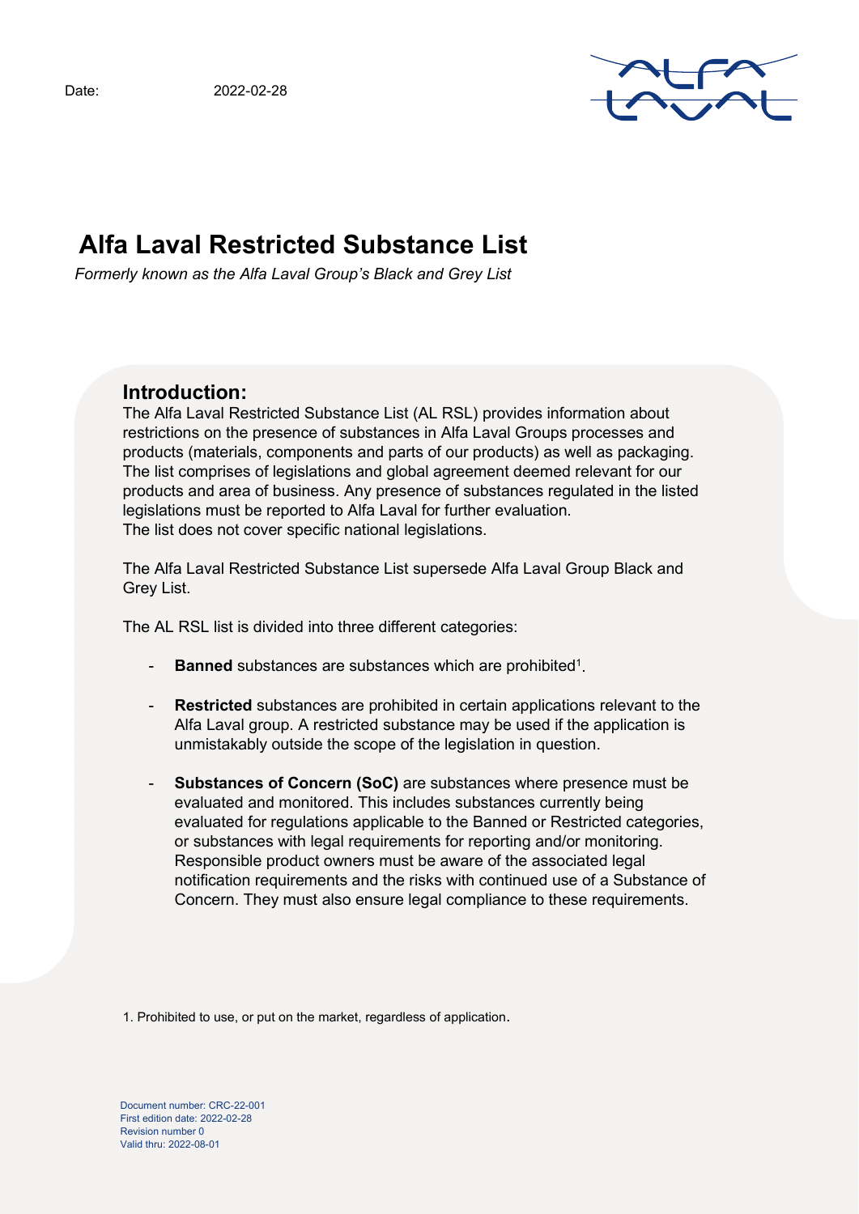Date: 2022-02-28

# Alfa Laval Restricted Substance List

*Formerly known as the Alfa Laval Group's Black and Grey List*

## Introduction:

The Alfa Laval Restricted Substance List (AL RSL) provides information about restrictions on the presence of substances in Alfa Laval Groups processes and products (materials, components and parts of our products) as well as packaging. The list comprises of legislations and global agreement deemed relevant for our products and area of business. Any presence of substances regulated in the listed legislations must be reported to Alfa Laval for further evaluation.
The list does not cover specific national legislations.

The Alfa Laval Restricted Substance List supersede Alfa Laval Group Black and Grey List.

The AL RSL list is divided into three different categories:

- **Banned** substances are substances which are prohibited[1].
- **Restricted** substances are prohibited in certain applications relevant to the Alfa Laval group. A restricted substance may be used if the application is unmistakably outside the scope of the legislation in question.
- **Substances of Concern (SoC)** are substances where presence must be evaluated and monitored. This includes substances currently being evaluated for regulations applicable to the Banned or Restricted categories, or substances with legal requirements for reporting and/or monitoring. Responsible product owners must be aware of the associated legal notification requirements and the risks with continued use of a Substance of Concern. They must also ensure legal compliance to these requirements.

1. Prohibited to use, or put on the market, regardless of application.

Document number: CRC-22-001
First edition date: 2022-02-28
Revision number 0
Valid thru: 2022-08-01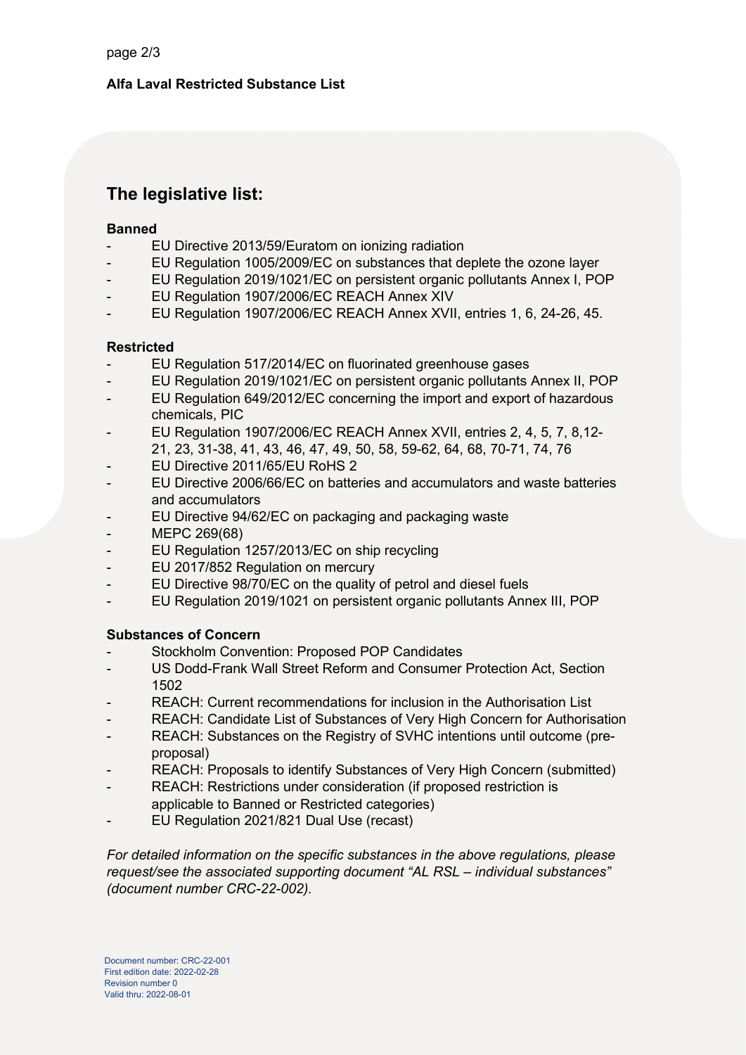**Alfa Laval Restricted Substance List**

## The legislative list:

**Banned**

- EU Directive 2013/59/Euratom on ionizing radiation
- EU Regulation 1005/2009/EC on substances that deplete the ozone layer
- EU Regulation 2019/1021/EC on persistent organic pollutants Annex I, POP
- EU Regulation 1907/2006/EC REACH Annex XIV
- EU Regulation 1907/2006/EC REACH Annex XVII, entries 1, 6, 24-26, 45.

**Restricted**

- EU Regulation 517/2014/EC on fluorinated greenhouse gases
- EU Regulation 2019/1021/EC on persistent organic pollutants Annex II, POP
- EU Regulation 649/2012/EC concerning the import and export of hazardous chemicals, PIC
- EU Regulation 1907/2006/EC REACH Annex XVII, entries 2, 4, 5, 7, 8,12-21, 23, 31-38, 41, 43, 46, 47, 49, 50, 58, 59-62, 64, 68, 70-71, 74, 76
- EU Directive 2011/65/EU RoHS 2
- EU Directive 2006/66/EC on batteries and accumulators and waste batteries and accumulators
- EU Directive 94/62/EC on packaging and packaging waste
- MEPC 269(68)
- EU Regulation 1257/2013/EC on ship recycling
- EU 2017/852 Regulation on mercury
- EU Directive 98/70/EC on the quality of petrol and diesel fuels
- EU Regulation 2019/1021 on persistent organic pollutants Annex III, POP

**Substances of Concern**

- Stockholm Convention: Proposed POP Candidates
- US Dodd-Frank Wall Street Reform and Consumer Protection Act, Section 1502
- REACH: Current recommendations for inclusion in the Authorisation List
- REACH: Candidate List of Substances of Very High Concern for Authorisation
- REACH: Substances on the Registry of SVHC intentions until outcome (pre-proposal)
- REACH: Proposals to identify Substances of Very High Concern (submitted)
- REACH: Restrictions under consideration (if proposed restriction is applicable to Banned or Restricted categories)
- EU Regulation 2021/821 Dual Use (recast)

*For detailed information on the specific substances in the above regulations, please request/see the associated supporting document "AL RSL – individual substances" (document number CRC-22-002).*

Document number: CRC-22-001
First edition date: 2022-02-28
Revision number 0
Valid thru: 2022-08-01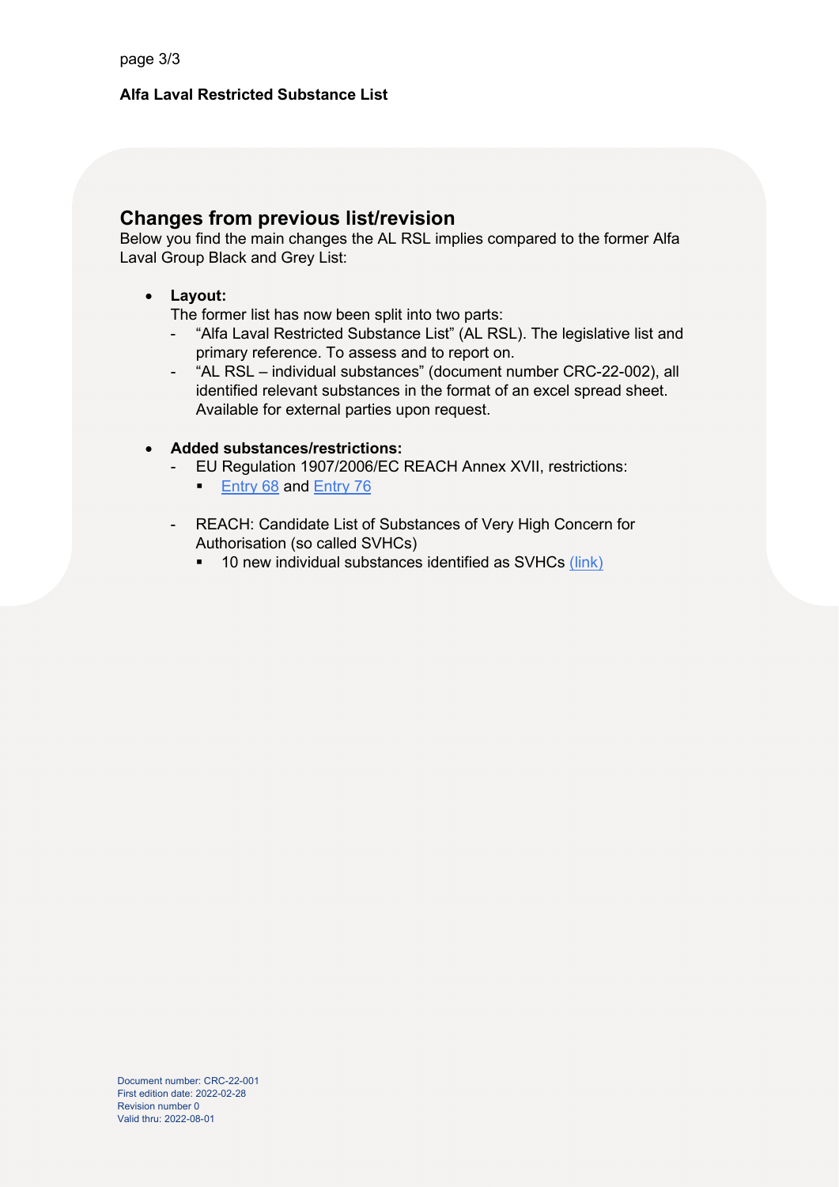## Changes from previous list/revision

Below you find the main changes the AL RSL implies compared to the former Alfa Laval Group Black and Grey List:

- **Layout:**
  The former list has now been split into two parts:
  - "Alfa Laval Restricted Substance List" (AL RSL). The legislative list and primary reference. To assess and to report on.
  - "AL RSL – individual substances" (document number CRC-22-002), all identified relevant substances in the format of an excel spread sheet. Available for external parties upon request.

- **Added substances/restrictions:**
  - EU Regulation 1907/2006/EC REACH Annex XVII, restrictions:
    - Entry 68 and Entry 76
  - REACH: Candidate List of Substances of Very High Concern for Authorisation (so called SVHCs)
    - 10 new individual substances identified as SVHCs (link)

Document number: CRC-22-001
First edition date: 2022-02-28
Revision number 0
Valid thru: 2022-08-01